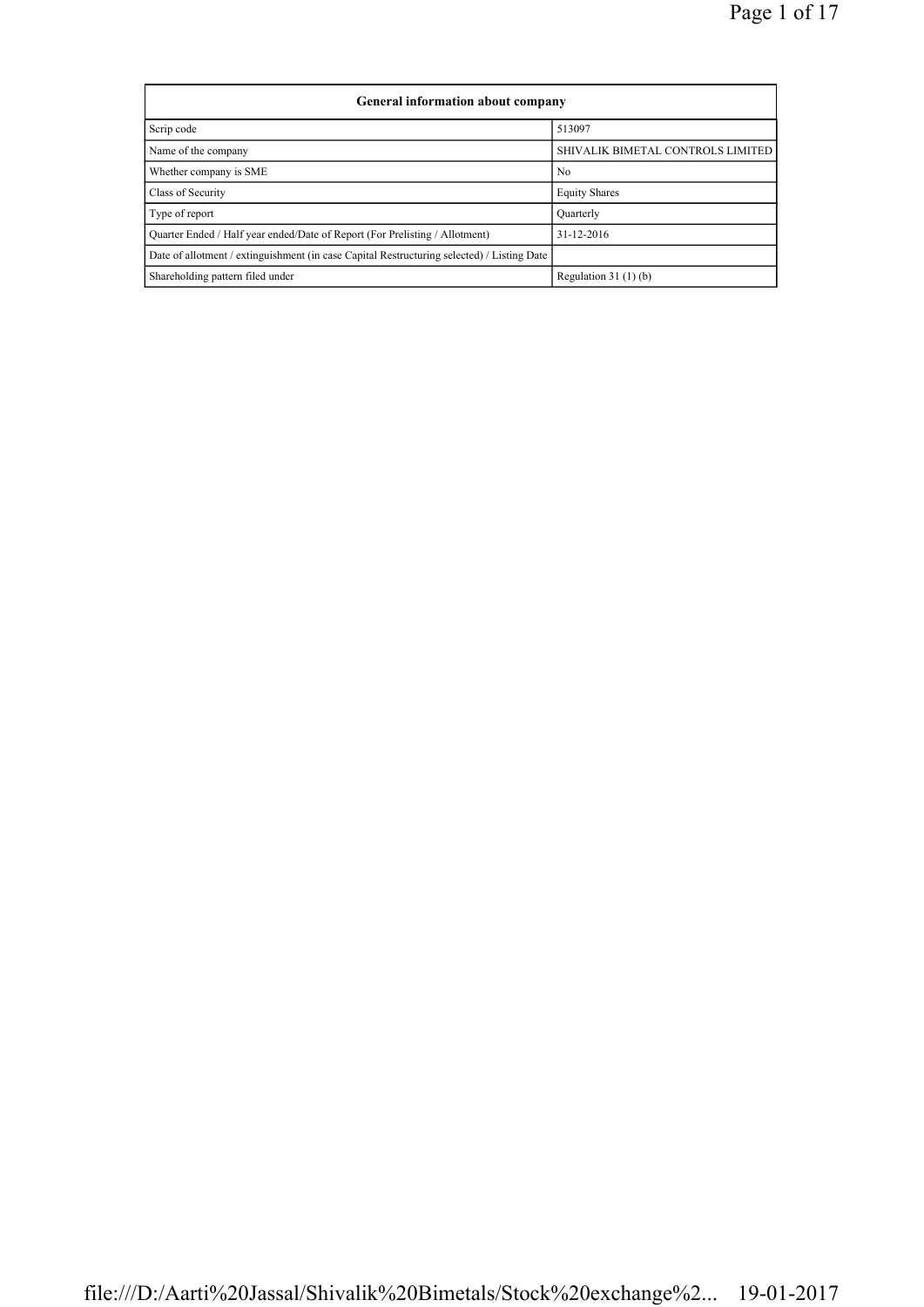| General information about company | |
|---|---|
| Scrip code | 513097 |
| Name of the company | SHIVALIK BIMETAL CONTROLS LIMITED |
| Whether company is SME | No |
| Class of Security | Equity Shares |
| Type of report | Quarterly |
| Quarter Ended / Half year ended/Date of Report (For Prelisting / Allotment) | 31-12-2016 |
| Date of allotment / extinguishment (in case Capital Restructuring selected) / Listing Date | |
| Shareholding pattern filed under | Regulation 31 (1) (b) |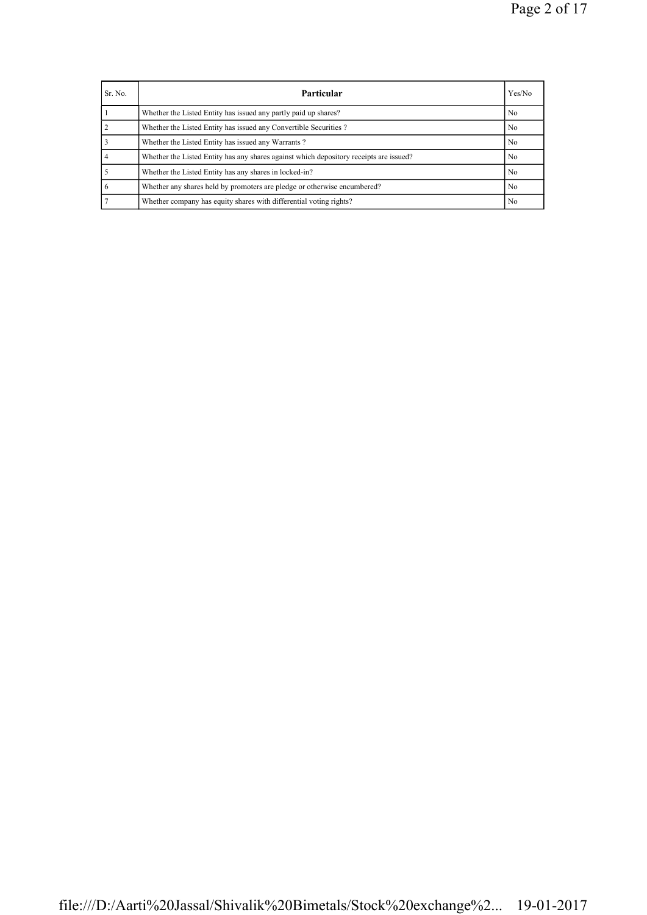| Sr. No. | Particular | Yes/No |
|---|---|---|
| 1 | Whether the Listed Entity has issued any partly paid up shares? | No |
| 2 | Whether the Listed Entity has issued any Convertible Securities ? | No |
| 3 | Whether the Listed Entity has issued any Warrants ? | No |
| 4 | Whether the Listed Entity has any shares against which depository receipts are issued? | No |
| 5 | Whether the Listed Entity has any shares in locked-in? | No |
| 6 | Whether any shares held by promoters are pledge or otherwise encumbered? | No |
| 7 | Whether company has equity shares with differential voting rights? | No |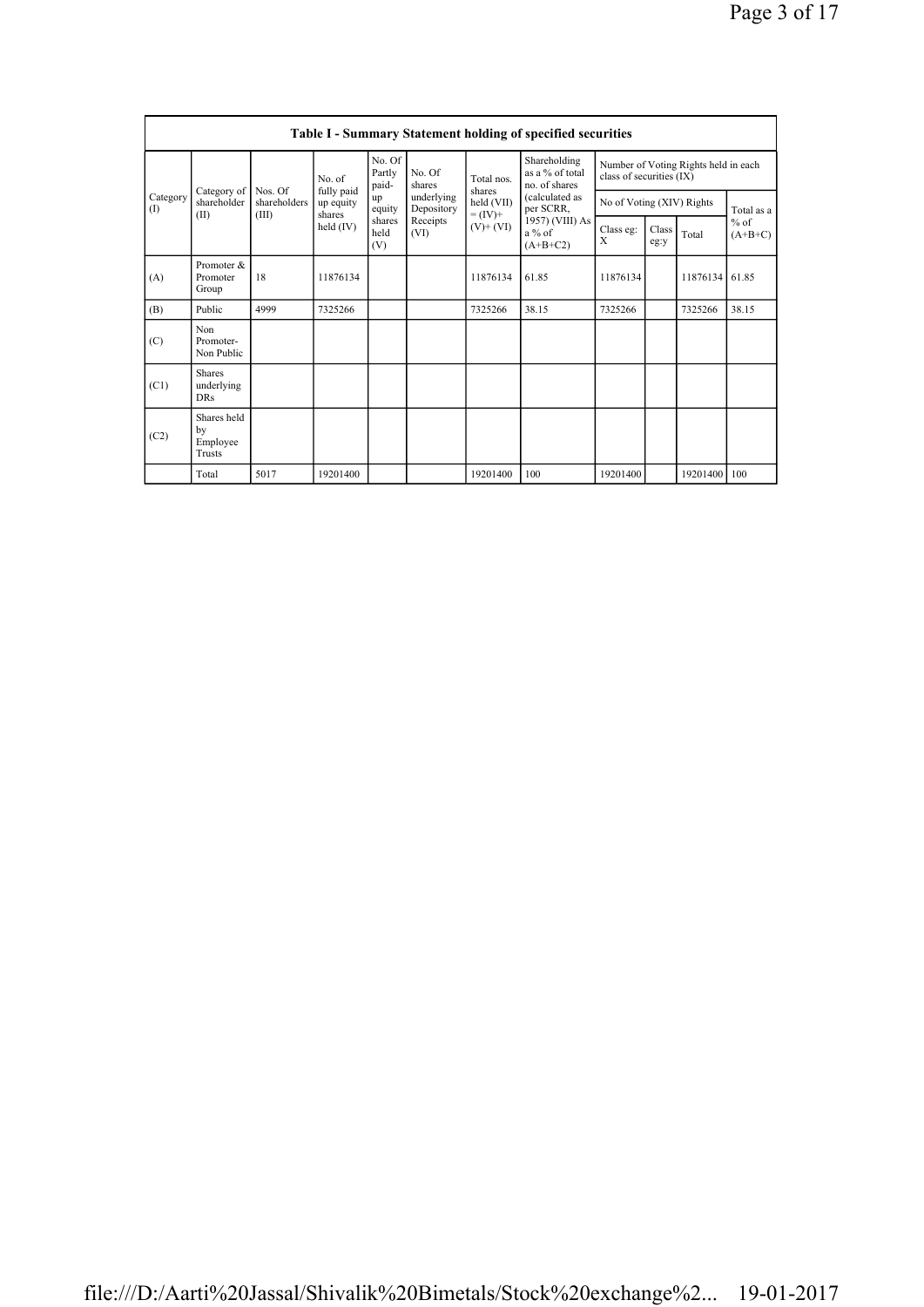| Table I - Summary Statement holding of specified securities | | | | | | | | | | | | |
|---|---|---|---|---|---|---|---|---|---|---|---|---|
| Category (I) | Category of shareholder (II) | Nos. Of shareholders (III) | No. of fully paid up equity shares held (IV) | No. Of Partly paid-up equity shares held (V) | No. Of shares underlying Depository Receipts (VI) | Total nos. shares held (VII) = (IV)+ (V)+ (VI) | Shareholding as a % of total no. of shares (calculated as per SCRR, 1957) (VIII) As a % of (A+B+C2) | Number of Voting Rights held in each class of securities (IX) | | | |
| | | | | | | | | No of Voting (XIV) Rights | | | Total as a % of (A+B+C) |
| | | | | | | | | Class eg: X | Class eg:y | Total | |
| (A) | Promoter & Promoter Group | 18 | 11876134 | | | 11876134 | 61.85 | 11876134 | | 11876134 | 61.85 |
| (B) | Public | 4999 | 7325266 | | | 7325266 | 38.15 | 7325266 | | 7325266 | 38.15 |
| (C) | Non Promoter- Non Public | | | | | | | | | | |
| (C1) | Shares underlying DRs | | | | | | | | | | |
| (C2) | Shares held by Employee Trusts | | | | | | | | | | |
| | Total | 5017 | 19201400 | | | 19201400 | 100 | 19201400 | | 19201400 | 100 |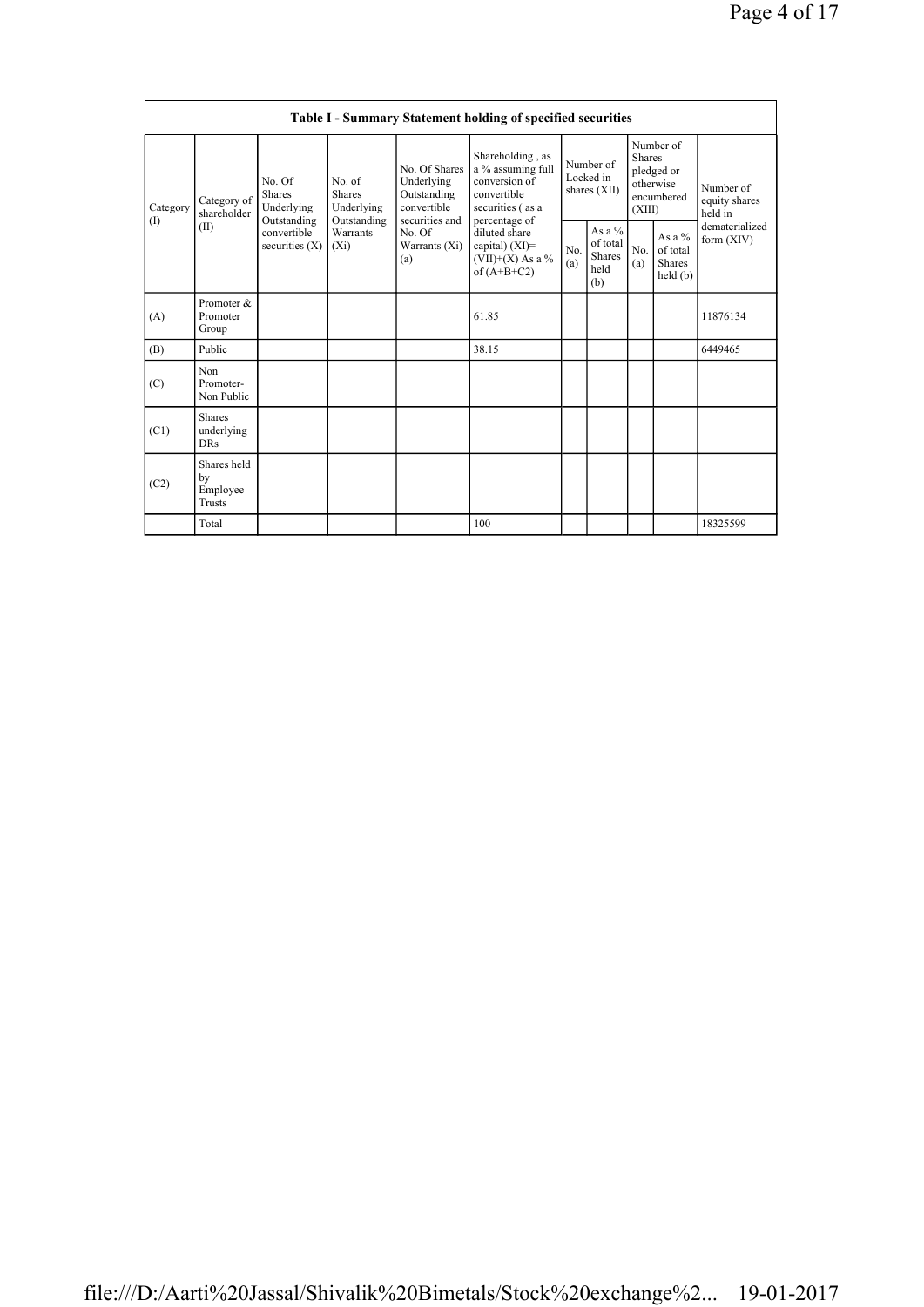| Table I - Summary Statement holding of specified securities | | | | | | | | | | | |
|---|---|---|---|---|---|---|---|---|---|---|---|
| Category (I) | Category of shareholder (II) | No. Of Shares Underlying Outstanding convertible securities (X) | No. of Shares Underlying Outstanding Warrants (Xi) | No. Of Shares Underlying Outstanding convertible securities and No. Of Warrants (Xi) (a) | Shareholding , as a % assuming full conversion of convertible securities ( as a percentage of diluted share capital) (XI)= (VII)+(X) As a % of (A+B+C2) | Number of Locked in shares (XII) | | Number of Shares pledged or otherwise encumbered (XIII) | | Number of equity shares held in dematerialized form (XIV) |
| | | | | | | No. (a) | As a % of total Shares held (b) | No. (a) | As a % of total Shares held (b) | |
| (A) | Promoter & Promoter Group | | | | 61.85 | | | | | 11876134 |
| (B) | Public | | | | 38.15 | | | | | 6449465 |
| (C) | Non Promoter- Non Public | | | | | | | | | |
| (C1) | Shares underlying DRs | | | | | | | | | |
| (C2) | Shares held by Employee Trusts | | | | | | | | | |
| | Total | | | | 100 | | | | | 18325599 |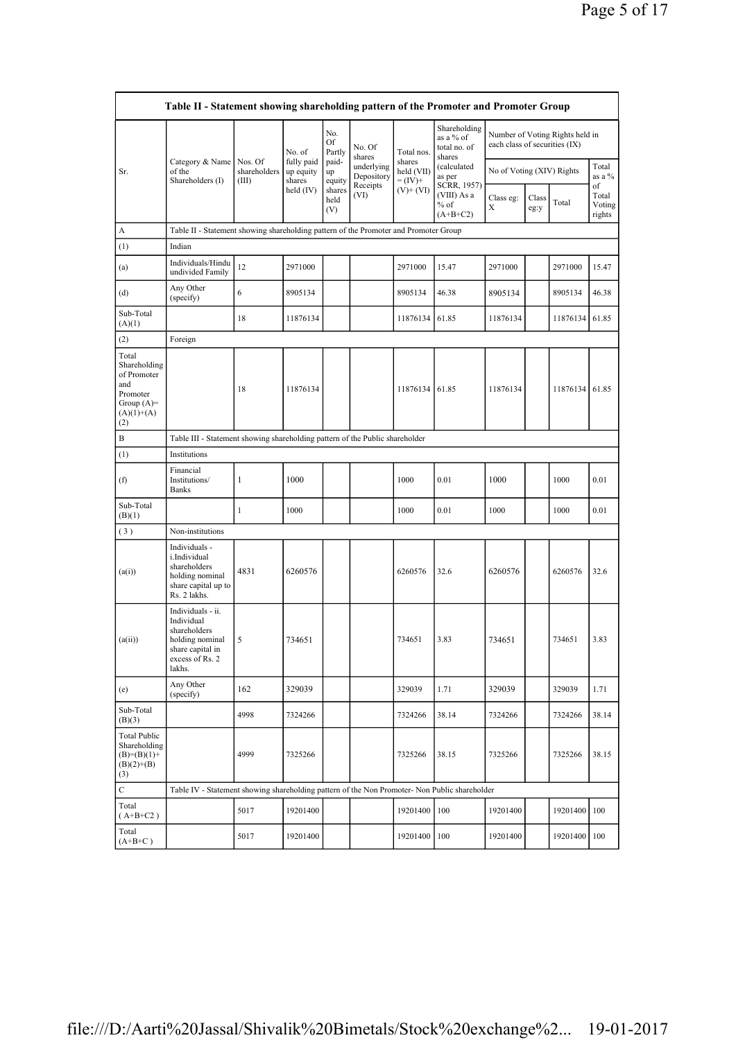| Table II - Statement showing shareholding pattern of the Promoter and Promoter Group | | | | | | | | | | | | |
|---|---|---|---|---|---|---|---|---|---|---|---|---|
| Sr. | Category & Name of the Shareholders (I) | Nos. Of shareholders (III) | No. of fully paid up equity shares held (IV) | No. Of Partly paid-up equity shares held (V) | No. Of shares underlying Depository Receipts (VI) | Total nos. shares held (VII) = (IV)+ (V)+ (VI) | Shareholding as a % of total no. of shares (calculated as per SCRR, 1957) (VIII) As a % of (A+B+C2) | Number of Voting Rights held in each class of securities (IX) | | | | |
| | | | | | | | | No of Voting (XIV) Rights | | | Total as a % of Total Voting rights | |
| | | | | | | | | Class eg: X | Class eg:y | Total | | |
| A | Table II - Statement showing shareholding pattern of the Promoter and Promoter Group | | | | | | | | | | | |
| (1) | Indian | | | | | | | | | | | |
| (a) | Individuals/Hindu undivided Family | 12 | 2971000 | | | 2971000 | 15.47 | 2971000 | | 2971000 | 15.47 | |
| (d) | Any Other (specify) | 6 | 8905134 | | | 8905134 | 46.38 | 8905134 | | 8905134 | 46.38 | |
| Sub-Total (A)(1) | | 18 | 11876134 | | | 11876134 | 61.85 | 11876134 | | 11876134 | 61.85 | |
| (2) | Foreign | | | | | | | | | | | |
| Total Shareholding of Promoter and Promoter Group (A)=(A)(1)+(A)(2) | | 18 | 11876134 | | | 11876134 | 61.85 | 11876134 | | 11876134 | 61.85 | |
| B | Table III - Statement showing shareholding pattern of the Public shareholder | | | | | | | | | | | |
| (1) | Institutions | | | | | | | | | | | |
| (f) | Financial Institutions/ Banks | 1 | 1000 | | | 1000 | 0.01 | 1000 | | 1000 | 0.01 | |
| Sub-Total (B)(1) | | 1 | 1000 | | | 1000 | 0.01 | 1000 | | 1000 | 0.01 | |
| (3) | Non-institutions | | | | | | | | | | | |
| (a(i)) | Individuals - i.Individual shareholders holding nominal share capital up to Rs. 2 lakhs. | 4831 | 6260576 | | | 6260576 | 32.6 | 6260576 | | 6260576 | 32.6 | |
| (a(ii)) | Individuals - ii. Individual shareholders holding nominal share capital in excess of Rs. 2 lakhs. | 5 | 734651 | | | 734651 | 3.83 | 734651 | | 734651 | 3.83 | |
| (e) | Any Other (specify) | 162 | 329039 | | | 329039 | 1.71 | 329039 | | 329039 | 1.71 | |
| Sub-Total (B)(3) | | 4998 | 7324266 | | | 7324266 | 38.14 | 7324266 | | 7324266 | 38.14 | |
| Total Public Shareholding (B)=(B)(1)+(B)(2)+(B)(3) | | 4999 | 7325266 | | | 7325266 | 38.15 | 7325266 | | 7325266 | 38.15 | |
| C | Table IV - Statement showing shareholding pattern of the Non Promoter- Non Public shareholder | | | | | | | | | | | |
| Total ( A+B+C2 ) | | 5017 | 19201400 | | | 19201400 | 100 | 19201400 | | 19201400 | 100 | |
| Total (A+B+C ) | | 5017 | 19201400 | | | 19201400 | 100 | 19201400 | | 19201400 | 100 | |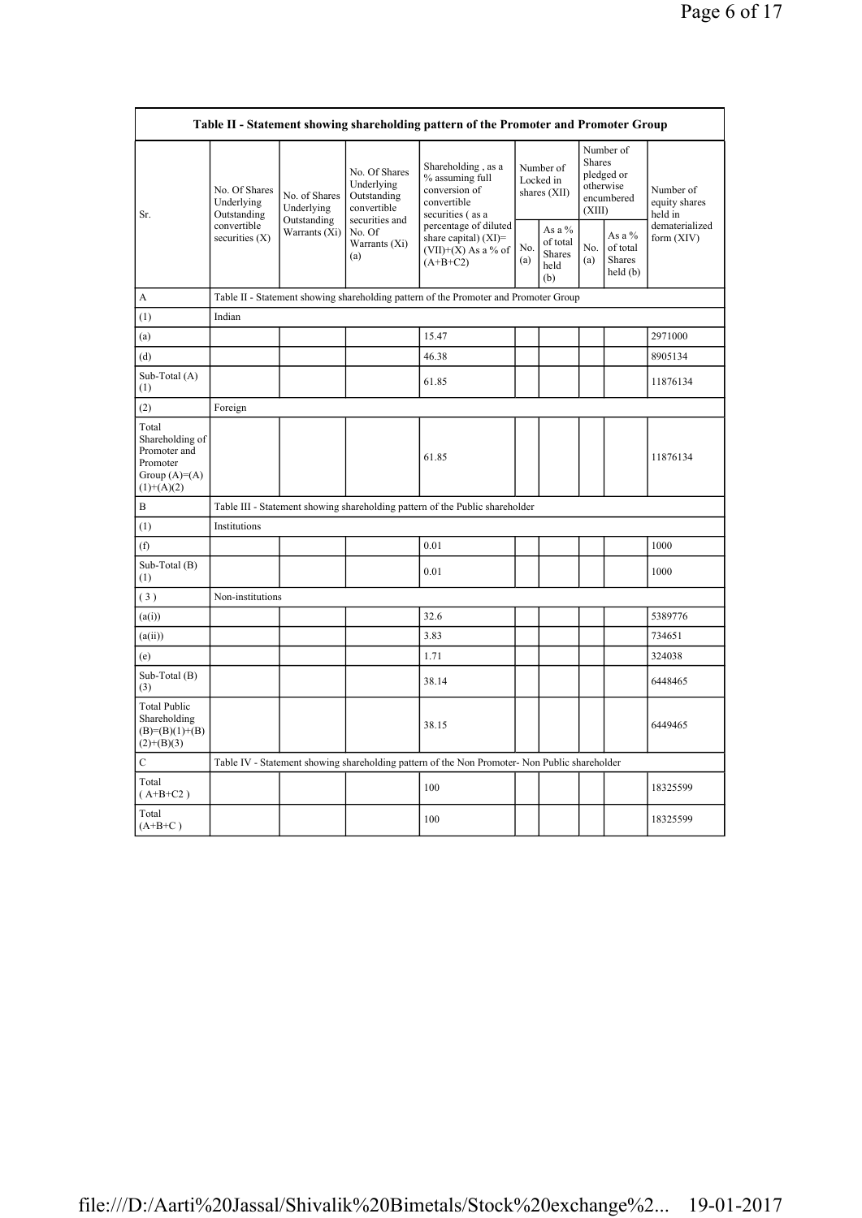| Table II - Statement showing shareholding pattern of the Promoter and Promoter Group | | | | | | | | | |
|---|---|---|---|---|---|---|---|---|---|
| Sr. | No. Of Shares Underlying Outstanding convertible securities (X) | No. of Shares Underlying Outstanding Warrants (Xi) | No. Of Shares Underlying Outstanding convertible securities and No. Of Warrants (Xi) (a) | Shareholding , as a % assuming full conversion of convertible securities ( as a percentage of diluted share capital) (XI)= (VII)+(X) As a % of (A+B+C2) | Number of Locked in shares (XII) | | Number of Shares pledged or otherwise encumbered (XIII) | | Number of equity shares held in dematerialized form (XIV) |
| | | | | | No. (a) | As a % of total Shares held (b) | No. (a) | As a % of total Shares held (b) | |
| A | Table II - Statement showing shareholding pattern of the Promoter and Promoter Group | | | | | | | | |
| (1) | Indian | | | | | | | | |
| (a) | | | | 15.47 | | | | | 2971000 |
| (d) | | | | 46.38 | | | | | 8905134 |
| Sub-Total (A) (1) | | | | 61.85 | | | | | 11876134 |
| (2) | Foreign | | | | | | | | |
| Total Shareholding of Promoter and Promoter Group (A)=(A)(1)+(A)(2) | | | | 61.85 | | | | | 11876134 |
| B | Table III - Statement showing shareholding pattern of the Public shareholder | | | | | | | | |
| (1) | Institutions | | | | | | | | |
| (f) | | | | 0.01 | | | | | 1000 |
| Sub-Total (B) (1) | | | | 0.01 | | | | | 1000 |
| ( 3 ) | Non-institutions | | | | | | | | |
| (a(i)) | | | | 32.6 | | | | | 5389776 |
| (a(ii)) | | | | 3.83 | | | | | 734651 |
| (e) | | | | 1.71 | | | | | 324038 |
| Sub-Total (B) (3) | | | | 38.14 | | | | | 6448465 |
| Total Public Shareholding (B)=(B)(1)+(B)(2)+(B)(3) | | | | 38.15 | | | | | 6449465 |
| C | Table IV - Statement showing shareholding pattern of the Non Promoter- Non Public shareholder | | | | | | | | |
| Total ( A+B+C2 ) | | | | 100 | | | | | 18325599 |
| Total (A+B+C ) | | | | 100 | | | | | 18325599 |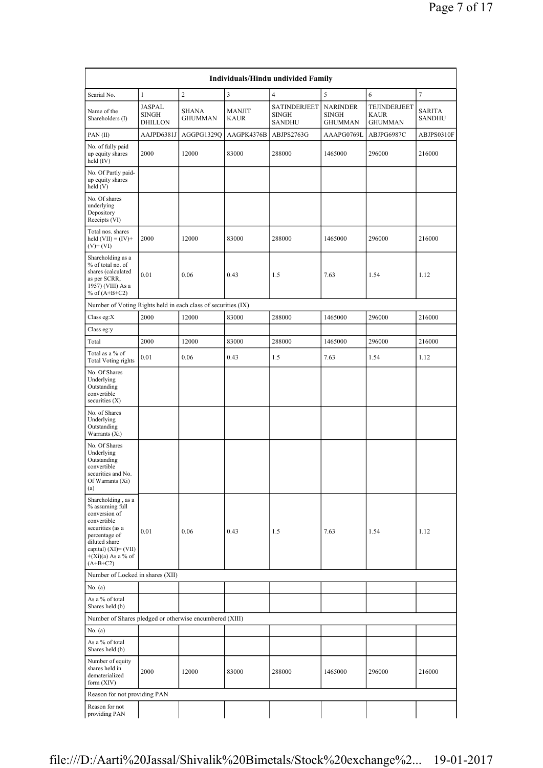| Individuals/Hindu undivided Family | | | | | | | |
|---|---|---|---|---|---|---|---|
| Searial No. | 1 | 2 | 3 | 4 | 5 | 6 | 7 |
| Name of the Shareholders (I) | JASPAL SINGH DHILLON | SHANA GHUMMAN | MANJIT KAUR | SATINDERJEET SINGH SANDHU | NARINDER SINGH GHUMMAN | TEJINDERJEET KAUR GHUMMAN | SARITA SANDHU |
| PAN (II) | AAJPD6381J | AGGPG1329Q | AAGPK4376B | ABJPS2763G | AAAPG0769L | ABJPG6987C | ABJPS0310F |
| No. of fully paid up equity shares held (IV) | 2000 | 12000 | 83000 | 288000 | 1465000 | 296000 | 216000 |
| No. Of Partly paid-up equity shares held (V) | | | | | | | |
| No. Of shares underlying Depository Receipts (VI) | | | | | | | |
| Total nos. shares held (VII) = (IV)+ (V)+ (VI) | 2000 | 12000 | 83000 | 288000 | 1465000 | 296000 | 216000 |
| Shareholding as a % of total no. of shares (calculated as per SCRR, 1957) (VIII) As a % of (A+B+C2) | 0.01 | 0.06 | 0.43 | 1.5 | 7.63 | 1.54 | 1.12 |
| Number of Voting Rights held in each class of securities (IX) | | | | | | | |
| Class eg:X | 2000 | 12000 | 83000 | 288000 | 1465000 | 296000 | 216000 |
| Class eg:y | | | | | | | |
| Total | 2000 | 12000 | 83000 | 288000 | 1465000 | 296000 | 216000 |
| Total as a % of Total Voting rights | 0.01 | 0.06 | 0.43 | 1.5 | 7.63 | 1.54 | 1.12 |
| No. Of Shares Underlying Outstanding convertible securities (X) | | | | | | | |
| No. of Shares Underlying Outstanding Warrants (Xi) | | | | | | | |
| No. Of Shares Underlying Outstanding convertible securities and No. Of Warrants (Xi) (a) | | | | | | | |
| Shareholding , as a % assuming full conversion of convertible securities (as a percentage of diluted share capital) (XI)= (VII) +(Xi)(a) As a % of (A+B+C2) | 0.01 | 0.06 | 0.43 | 1.5 | 7.63 | 1.54 | 1.12 |
| Number of Locked in shares (XII) | | | | | | | |
| No. (a) | | | | | | | |
| As a % of total Shares held (b) | | | | | | | |
| Number of Shares pledged or otherwise encumbered (XIII) | | | | | | | |
| No. (a) | | | | | | | |
| As a % of total Shares held (b) | | | | | | | |
| Number of equity shares held in dematerialized form (XIV) | 2000 | 12000 | 83000 | 288000 | 1465000 | 296000 | 216000 |
| Reason for not providing PAN | | | | | | | |
| Reason for not providing PAN | | | | | | | |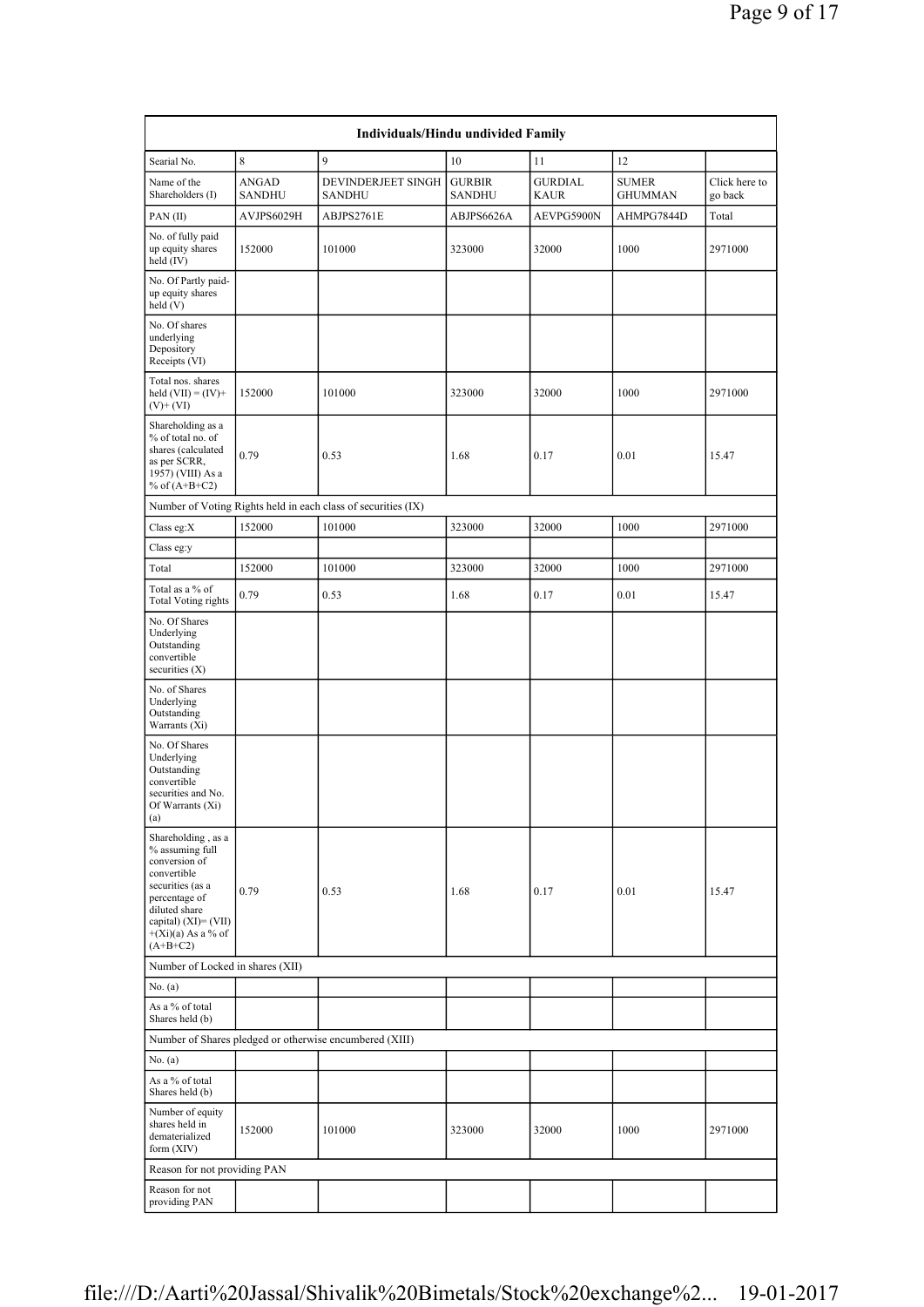| Individuals/Hindu undivided Family | | | | | | |
|---|---|---|---|---|---|---|
| Searial No. | 8 | 9 | 10 | 11 | 12 | |
| Name of the Shareholders (I) | ANGAD SANDHU | DEVINDERJEET SINGH SANDHU | GURBIR SANDHU | GURDIAL KAUR | SUMER GHUMMAN | Click here to go back |
| PAN (II) | AVJPS6029H | ABJPS2761E | ABJPS6626A | AEVPG5900N | AHMPG7844D | Total |
| No. of fully paid up equity shares held (IV) | 152000 | 101000 | 323000 | 32000 | 1000 | 2971000 |
| No. Of Partly paid-up equity shares held (V) | | | | | | |
| No. Of shares underlying Depository Receipts (VI) | | | | | | |
| Total nos. shares held (VII) = (IV)+ (V)+ (VI) | 152000 | 101000 | 323000 | 32000 | 1000 | 2971000 |
| Shareholding as a % of total no. of shares (calculated as per SCRR, 1957) (VIII) As a % of (A+B+C2) | 0.79 | 0.53 | 1.68 | 0.17 | 0.01 | 15.47 |
| Number of Voting Rights held in each class of securities (IX) | | | | | | |
| Class eg:X | 152000 | 101000 | 323000 | 32000 | 1000 | 2971000 |
| Class eg:y | | | | | | |
| Total | 152000 | 101000 | 323000 | 32000 | 1000 | 2971000 |
| Total as a % of Total Voting rights | 0.79 | 0.53 | 1.68 | 0.17 | 0.01 | 15.47 |
| No. Of Shares Underlying Outstanding convertible securities (X) | | | | | | |
| No. of Shares Underlying Outstanding Warrants (Xi) | | | | | | |
| No. Of Shares Underlying Outstanding convertible securities and No. Of Warrants (Xi) (a) | | | | | | |
| Shareholding , as a % assuming full conversion of convertible securities (as a percentage of diluted share capital) (XI)= (VII) +(Xi)(a) As a % of (A+B+C2) | 0.79 | 0.53 | 1.68 | 0.17 | 0.01 | 15.47 |
| Number of Locked in shares (XII) | | | | | | |
| No. (a) | | | | | | |
| As a % of total Shares held (b) | | | | | | |
| Number of Shares pledged or otherwise encumbered (XIII) | | | | | | |
| No. (a) | | | | | | |
| As a % of total Shares held (b) | | | | | | |
| Number of equity shares held in dematerialized form (XIV) | 152000 | 101000 | 323000 | 32000 | 1000 | 2971000 |
| Reason for not providing PAN | | | | | | |
| Reason for not providing PAN | | | | | | |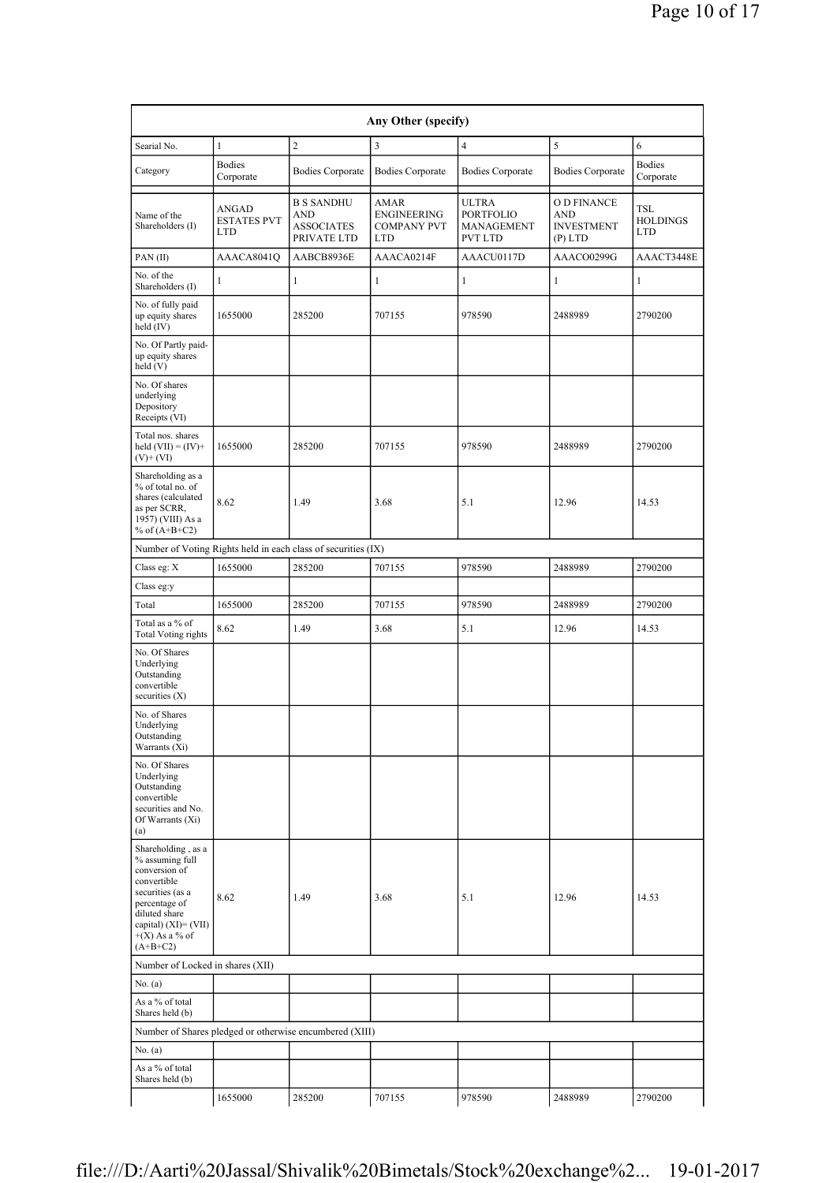| Any Other (specify) | | | | | | |
|---|---|---|---|---|---|---|
| Searial No. | 1 | 2 | 3 | 4 | 5 | 6 |
| Category | Bodies Corporate | Bodies Corporate | Bodies Corporate | Bodies Corporate | Bodies Corporate | Bodies Corporate |
| Name of the Shareholders (I) | ANGAD ESTATES PVT LTD | B S SANDHU AND ASSOCIATES PRIVATE LTD | AMAR ENGINEERING COMPANY PVT LTD | ULTRA PORTFOLIO MANAGEMENT PVT LTD | O D FINANCE AND INVESTMENT (P) LTD | TSL HOLDINGS LTD |
| PAN (II) | AAACA8041Q | AABCB8936E | AAACA0214F | AAACU0117D | AAACO0299G | AAACT3448E |
| No. of the Shareholders (I) | 1 | 1 | 1 | 1 | 1 | 1 |
| No. of fully paid up equity shares held (IV) | 1655000 | 285200 | 707155 | 978590 | 2488989 | 2790200 |
| No. Of Partly paid-up equity shares held (V) | | | | | | |
| No. Of shares underlying Depository Receipts (VI) | | | | | | |
| Total nos. shares held (VII) = (IV)+(V)+ (VI) | 1655000 | 285200 | 707155 | 978590 | 2488989 | 2790200 |
| Shareholding as a % of total no. of shares (calculated as per SCRR, 1957) (VIII) As a % of (A+B+C2) | 8.62 | 1.49 | 3.68 | 5.1 | 12.96 | 14.53 |
| Number of Voting Rights held in each class of securities (IX) | | | | | | |
| Class eg: X | 1655000 | 285200 | 707155 | 978590 | 2488989 | 2790200 |
| Class eg:y | | | | | | |
| Total | 1655000 | 285200 | 707155 | 978590 | 2488989 | 2790200 |
| Total as a % of Total Voting rights | 8.62 | 1.49 | 3.68 | 5.1 | 12.96 | 14.53 |
| No. Of Shares Underlying Outstanding convertible securities (X) | | | | | | |
| No. of Shares Underlying Outstanding Warrants (Xi) | | | | | | |
| No. Of Shares Underlying Outstanding convertible securities and No. Of Warrants (Xi) (a) | | | | | | |
| Shareholding , as a % assuming full conversion of convertible securities (as a percentage of diluted share capital) (XI)= (VII)+(X) As a % of (A+B+C2) | 8.62 | 1.49 | 3.68 | 5.1 | 12.96 | 14.53 |
| Number of Locked in shares (XII) | | | | | | |
| No. (a) | | | | | | |
| As a % of total Shares held (b) | | | | | | |
| Number of Shares pledged or otherwise encumbered (XIII) | | | | | | |
| No. (a) | | | | | | |
| As a % of total Shares held (b) | | | | | | |
| | 1655000 | 285200 | 707155 | 978590 | 2488989 | 2790200 |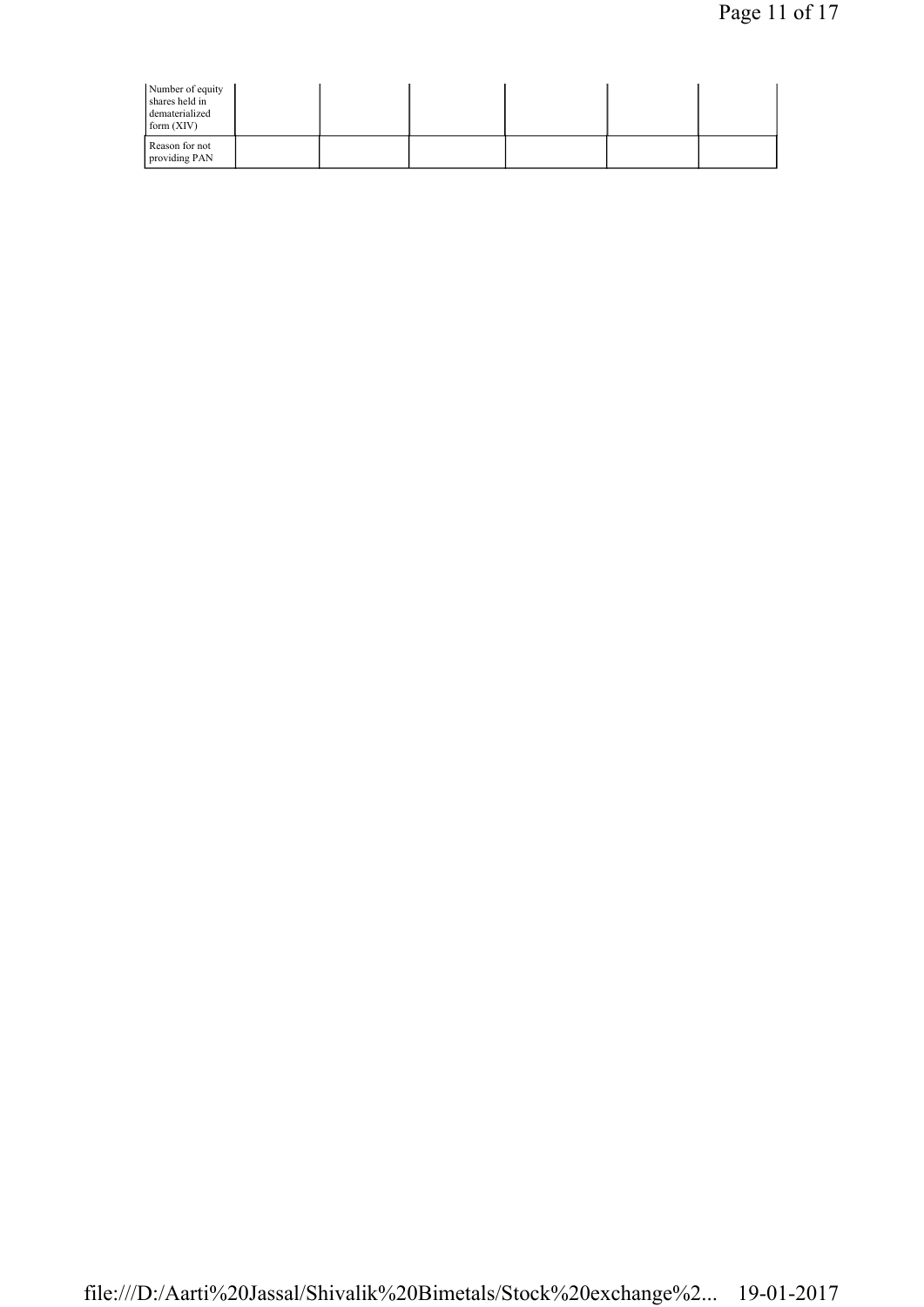| | | | | | | |
|---|---|---|---|---|---|---|
| Number of equity shares held in dematerialized form (XIV) | | | | | | |
| Reason for not providing PAN | | | | | | |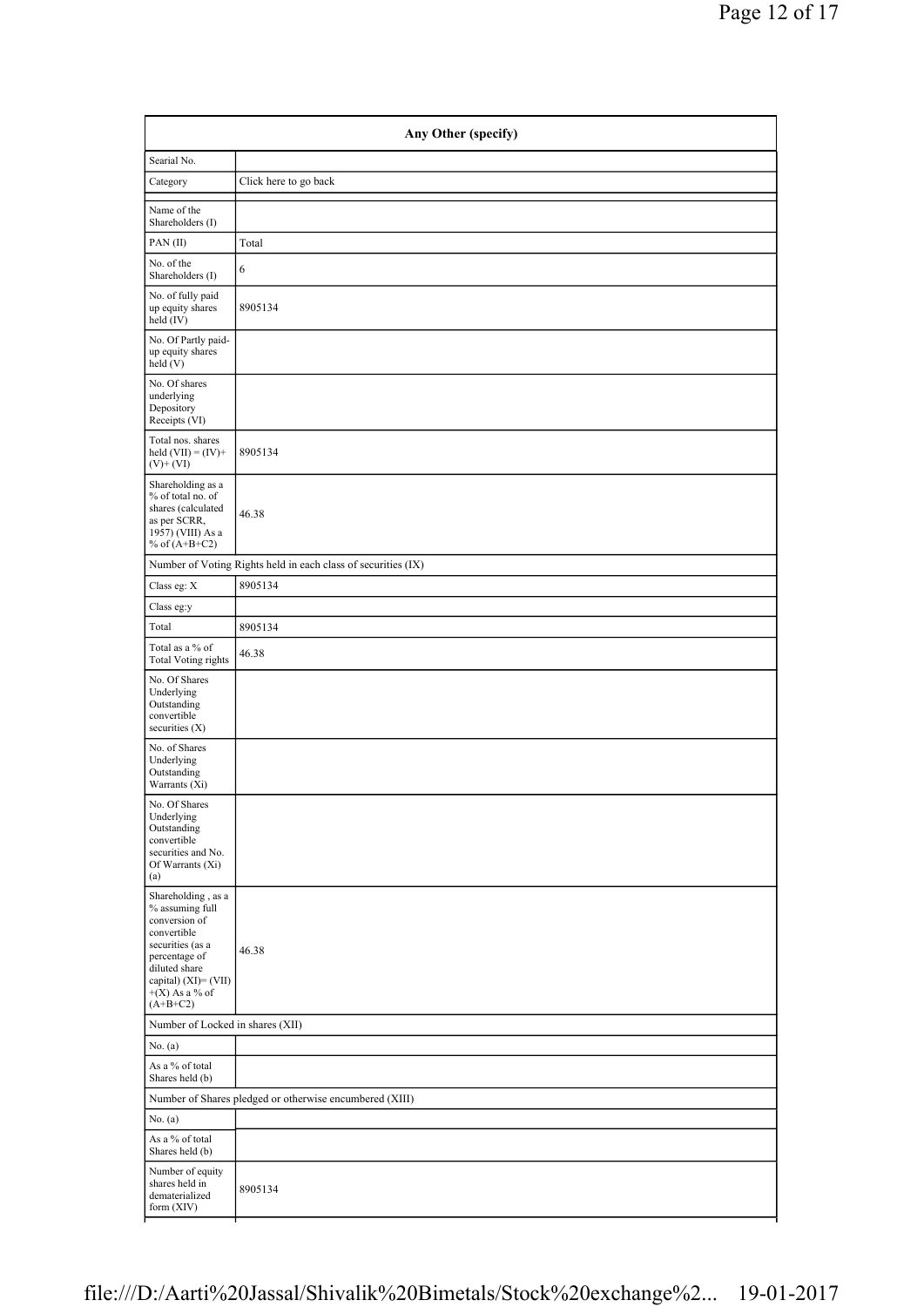| Any Other (specify) | |
|---|---|
| Searial No. | |
| Category | Click here to go back |
| Name of the Shareholders (I) | |
| PAN (II) | Total |
| No. of the Shareholders (I) | 6 |
| No. of fully paid up equity shares held (IV) | 8905134 |
| No. Of Partly paid-up equity shares held (V) | |
| No. Of shares underlying Depository Receipts (VI) | |
| Total nos. shares held (VII) = (IV)+ (V)+ (VI) | 8905134 |
| Shareholding as a % of total no. of shares (calculated as per SCRR, 1957) (VIII) As a % of (A+B+C2) | 46.38 |
| Number of Voting Rights held in each class of securities (IX) | |
| Class eg: X | 8905134 |
| Class eg:y | |
| Total | 8905134 |
| Total as a % of Total Voting rights | 46.38 |
| No. Of Shares Underlying Outstanding convertible securities (X) | |
| No. of Shares Underlying Outstanding Warrants (Xi) | |
| No. Of Shares Underlying Outstanding convertible securities and No. Of Warrants (Xi) (a) | |
| Shareholding , as a % assuming full conversion of convertible securities (as a percentage of diluted share capital) (XI)= (VII) +(X) As a % of (A+B+C2) | 46.38 |
| Number of Locked in shares (XII) | |
| No. (a) | |
| As a % of total Shares held (b) | |
| Number of Shares pledged or otherwise encumbered (XIII) | |
| No. (a) | |
| As a % of total Shares held (b) | |
| Number of equity shares held in dematerialized form (XIV) | 8905134 |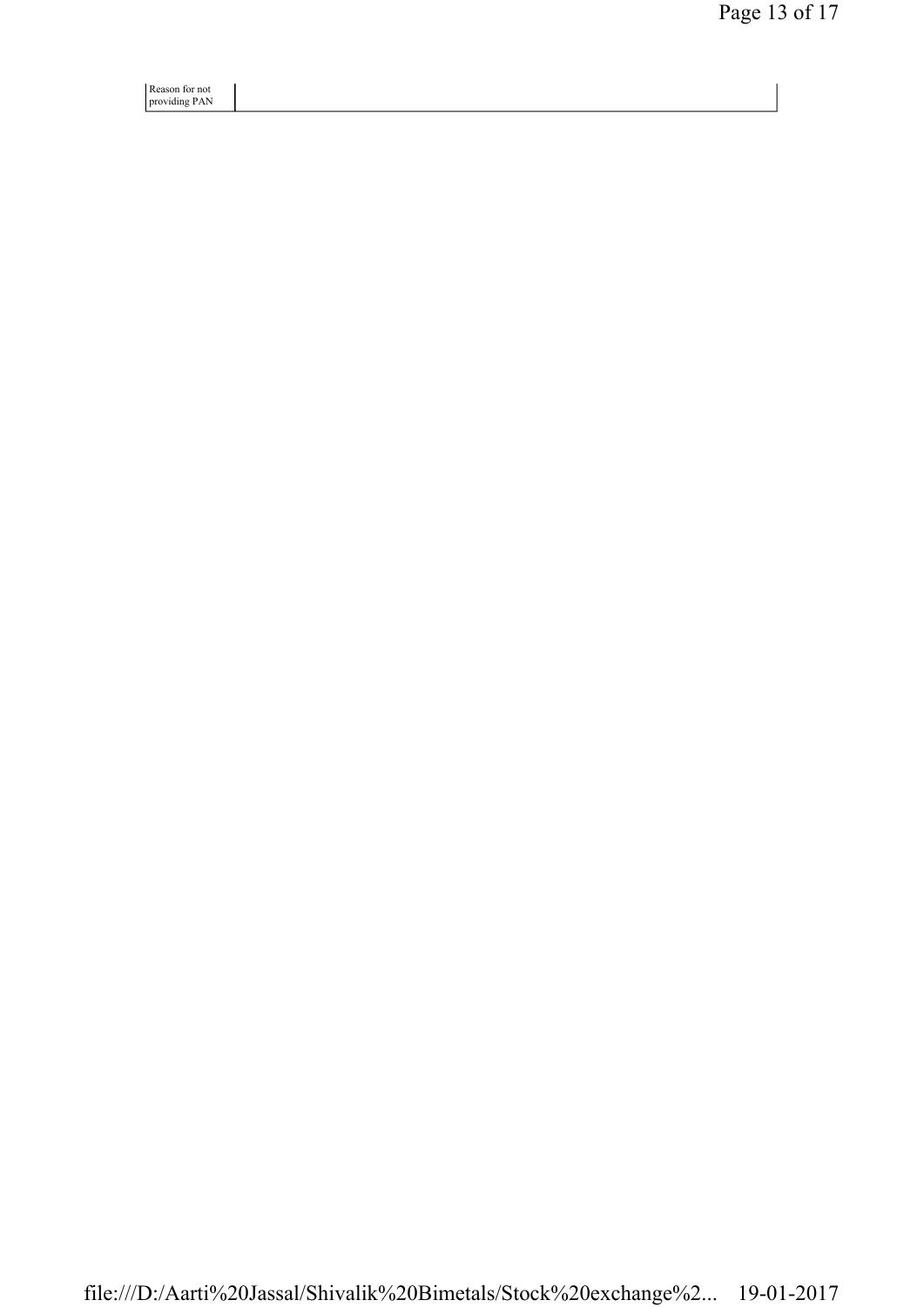| Reason for not providing PAN | |
|---|---|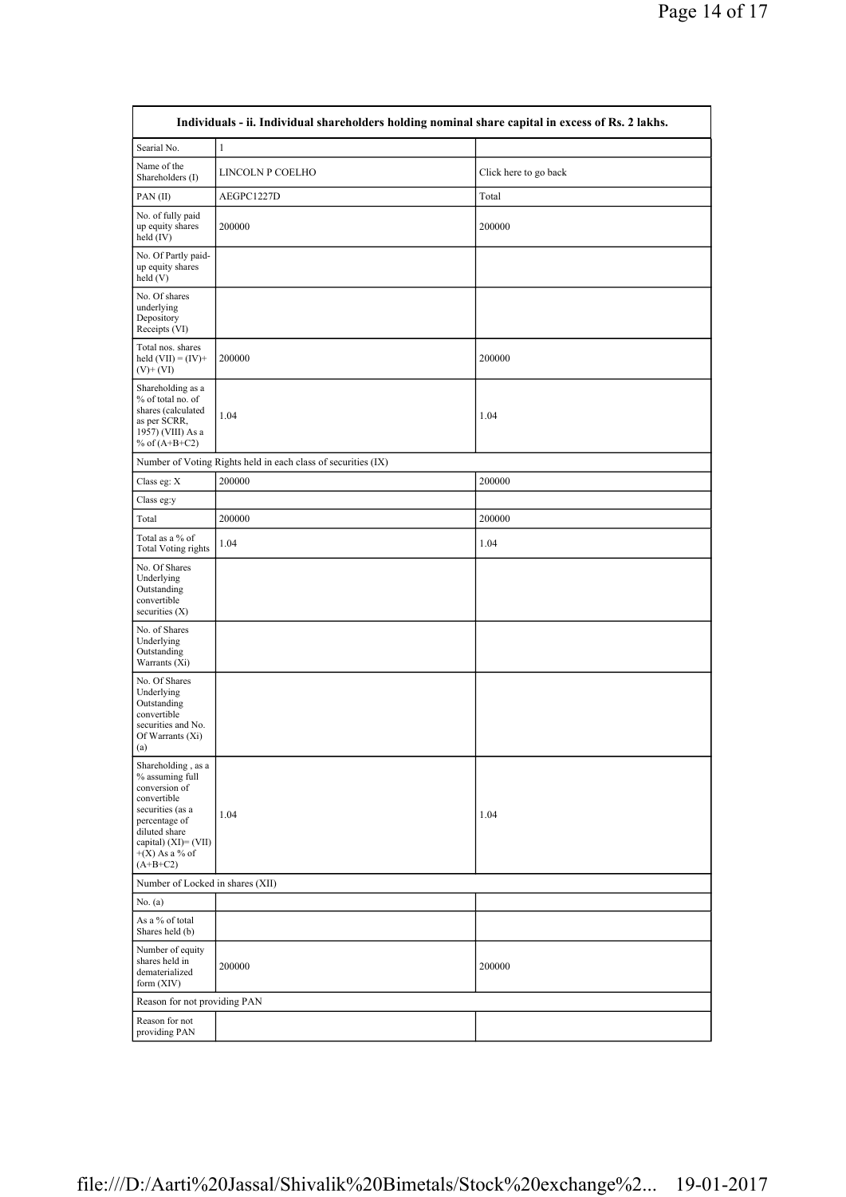| Individuals - ii. Individual shareholders holding nominal share capital in excess of Rs. 2 lakhs. | | |
|---|---|---|
| Searial No. | 1 | |
| Name of the Shareholders (I) | LINCOLN P COELHO | Click here to go back |
| PAN (II) | AEGPC1227D | Total |
| No. of fully paid up equity shares held (IV) | 200000 | 200000 |
| No. Of Partly paid-up equity shares held (V) | | |
| No. Of shares underlying Depository Receipts (VI) | | |
| Total nos. shares held (VII) = (IV)+(V)+ (VI) | 200000 | 200000 |
| Shareholding as a % of total no. of shares (calculated as per SCRR, 1957) (VIII) As a % of (A+B+C2) | 1.04 | 1.04 |
| Number of Voting Rights held in each class of securities (IX) | | |
| Class eg: X | 200000 | 200000 |
| Class eg:y | | |
| Total | 200000 | 200000 |
| Total as a % of Total Voting rights | 1.04 | 1.04 |
| No. Of Shares Underlying Outstanding convertible securities (X) | | |
| No. of Shares Underlying Outstanding Warrants (Xi) | | |
| No. Of Shares Underlying Outstanding convertible securities and No. Of Warrants (Xi) (a) | | |
| Shareholding , as a % assuming full conversion of convertible securities (as a percentage of diluted share capital) (XI)= (VII)+(X) As a % of (A+B+C2) | 1.04 | 1.04 |
| Number of Locked in shares (XII) | | |
| No. (a) | | |
| As a % of total Shares held (b) | | |
| Number of equity shares held in dematerialized form (XIV) | 200000 | 200000 |
| Reason for not providing PAN | | |
| Reason for not providing PAN | | |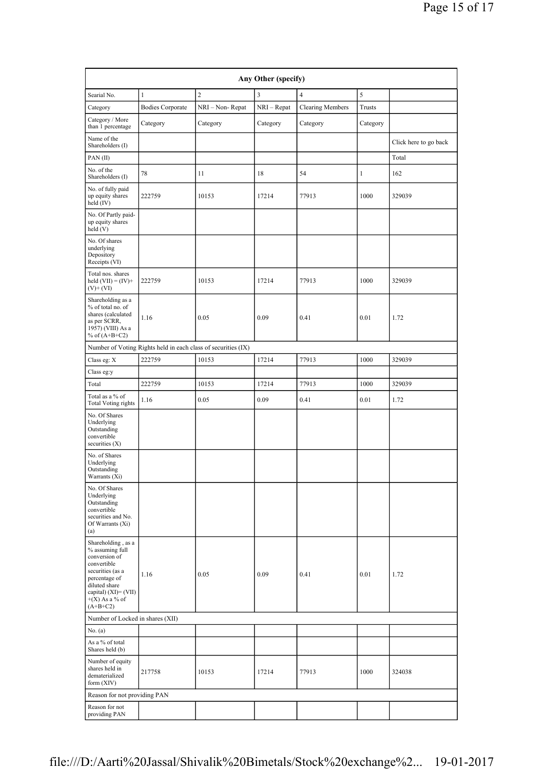| Any Other (specify) | | | | | | |
|---|---|---|---|---|---|---|
| Searial No. | 1 | 2 | 3 | 4 | 5 | |
| Category | Bodies Corporate | NRI – Non- Repat | NRI – Repat | Clearing Members | Trusts | |
| Category / More than 1 percentage | Category | Category | Category | Category | Category | |
| Name of the Shareholders (I) | | | | | | Click here to go back |
| PAN (II) | | | | | | Total |
| No. of the Shareholders (I) | 78 | 11 | 18 | 54 | 1 | 162 |
| No. of fully paid up equity shares held (IV) | 222759 | 10153 | 17214 | 77913 | 1000 | 329039 |
| No. Of Partly paid-up equity shares held (V) | | | | | | |
| No. Of shares underlying Depository Receipts (VI) | | | | | | |
| Total nos. shares held (VII) = (IV)+(V)+ (VI) | 222759 | 10153 | 17214 | 77913 | 1000 | 329039 |
| Shareholding as a % of total no. of shares (calculated as per SCRR, 1957) (VIII) As a % of (A+B+C2) | 1.16 | 0.05 | 0.09 | 0.41 | 0.01 | 1.72 |
| Number of Voting Rights held in each class of securities (IX) | | | | | | |
| Class eg: X | 222759 | 10153 | 17214 | 77913 | 1000 | 329039 |
| Class eg:y | | | | | | |
| Total | 222759 | 10153 | 17214 | 77913 | 1000 | 329039 |
| Total as a % of Total Voting rights | 1.16 | 0.05 | 0.09 | 0.41 | 0.01 | 1.72 |
| No. Of Shares Underlying Outstanding convertible securities (X) | | | | | | |
| No. of Shares Underlying Outstanding Warrants (Xi) | | | | | | |
| No. Of Shares Underlying Outstanding convertible securities and No. Of Warrants (Xi) (a) | | | | | | |
| Shareholding , as a % assuming full conversion of convertible securities (as a percentage of diluted share capital) (XI)= (VII)+(X) As a % of (A+B+C2) | 1.16 | 0.05 | 0.09 | 0.41 | 0.01 | 1.72 |
| Number of Locked in shares (XII) | | | | | | |
| No. (a) | | | | | | |
| As a % of total Shares held (b) | | | | | | |
| Number of equity shares held in dematerialized form (XIV) | 217758 | 10153 | 17214 | 77913 | 1000 | 324038 |
| Reason for not providing PAN | | | | | | |
| Reason for not providing PAN | | | | | | |